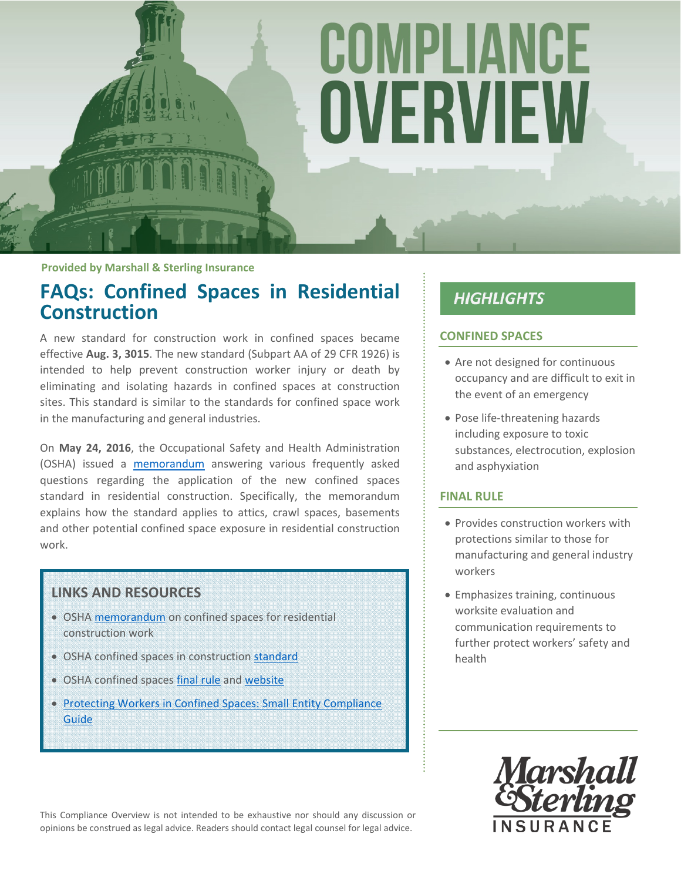# COMPLIANCE OVERVIEW

Provided by Marshall & Sterling Insurance

## FAQs: Confined Spaces in Residential Construction

A new standard for construction work in confined spaces became effective **Aug. 3, 3015**. The new standard (Subpart AA of 29 CFR 1926) is intended to help prevent construction worker injury or death by eliminating and isolating hazards in confined spaces at construction sites. This standard is similar to the standards for confined space work in the manufacturing and general industries.

On **May 24, 2016**, the Occupational Safety and Health Administration (OSHA) issued a memorandum answering various frequently asked questions regarding the application of the new confined spaces standard in residential construction. Specifically, the memorandum explains how the standard applies to attics, crawl spaces, basements and other potential confined space exposure in residential construction work.

### LINKS AND RESOURCES

- OSHA memorandum on confined spaces for residential construction work
- OSHA confined spaces in construction standard
- OSHA confined spaces final rule and website
- Protecting Workers in Confined Spaces: Small Entity Compliance Guide

## HIGHLIGHTS

### CONFINED SPACES

- Are not designed for continuous occupancy and are difficult to exit in the event of an emergency
- Pose life-threatening hazards including exposure to toxic substances, electrocution, explosion and asphyxiation

### FINAL RULE

- Provides construction workers with protections similar to those for manufacturing and general industry workers
- Emphasizes training, continuous worksite evaluation and communication requirements to further protect workers' safety and health

This Compliance Overview is not intended to be exhaustive nor should any discussion or opinions be construed as legal advice. Readers should contact legal counsel for legal advice.

Marshall & Sterling INSURANCE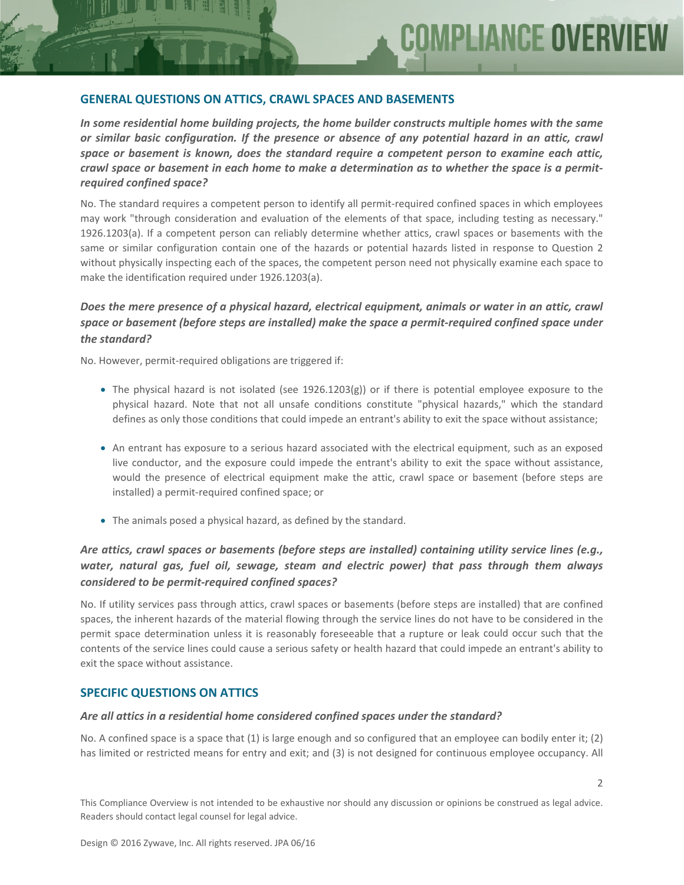## GENERAL QUESTIONS ON ATTICS, CRAWL SPACES AND BASEMENTS

***In some residential home building projects, the home builder constructs multiple homes with the same or similar basic configuration. If the presence or absence of any potential hazard in an attic, crawl space or basement is known, does the standard require a competent person to examine each attic, crawl space or basement in each home to make a determination as to whether the space is a permit-required confined space?***

No. The standard requires a competent person to identify all permit-required confined spaces in which employees may work "through consideration and evaluation of the elements of that space, including testing as necessary." 1926.1203(a). If a competent person can reliably determine whether attics, crawl spaces or basements with the same or similar configuration contain one of the hazards or potential hazards listed in response to Question 2 without physically inspecting each of the spaces, the competent person need not physically examine each space to make the identification required under 1926.1203(a).

***Does the mere presence of a physical hazard, electrical equipment, animals or water in an attic, crawl space or basement (before steps are installed) make the space a permit-required confined space under the standard?***

No. However, permit-required obligations are triggered if:

- The physical hazard is not isolated (see 1926.1203(g)) or if there is potential employee exposure to the physical hazard. Note that not all unsafe conditions constitute "physical hazards," which the standard defines as only those conditions that could impede an entrant's ability to exit the space without assistance;
- An entrant has exposure to a serious hazard associated with the electrical equipment, such as an exposed live conductor, and the exposure could impede the entrant's ability to exit the space without assistance, would the presence of electrical equipment make the attic, crawl space or basement (before steps are installed) a permit-required confined space; or
- The animals posed a physical hazard, as defined by the standard.

***Are attics, crawl spaces or basements (before steps are installed) containing utility service lines (e.g., water, natural gas, fuel oil, sewage, steam and electric power) that pass through them always considered to be permit-required confined spaces?***

No. If utility services pass through attics, crawl spaces or basements (before steps are installed) that are confined spaces, the inherent hazards of the material flowing through the service lines do not have to be considered in the permit space determination unless it is reasonably foreseeable that a rupture or leak could occur such that the contents of the service lines could cause a serious safety or health hazard that could impede an entrant's ability to exit the space without assistance.

## SPECIFIC QUESTIONS ON ATTICS

***Are all attics in a residential home considered confined spaces under the standard?***

No. A confined space is a space that (1) is large enough and so configured that an employee can bodily enter it; (2) has limited or restricted means for entry and exit; and (3) is not designed for continuous employee occupancy. All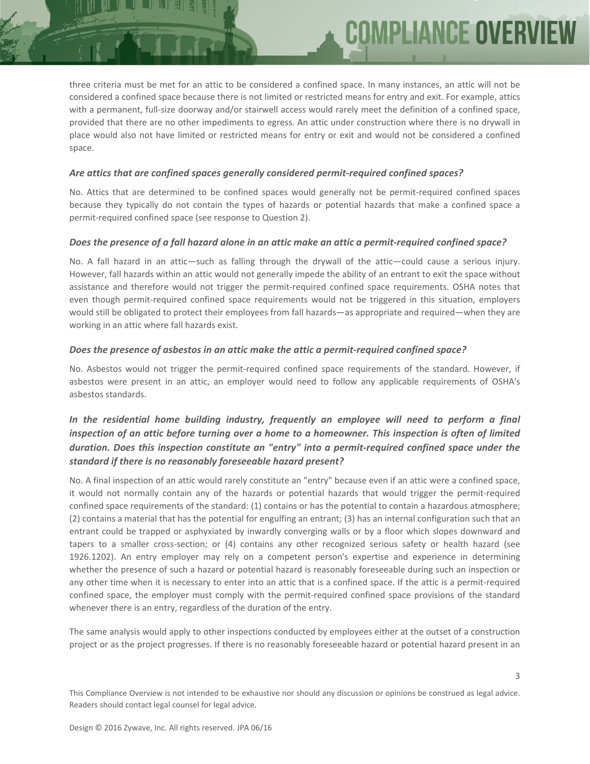three criteria must be met for an attic to be considered a confined space. In many instances, an attic will not be considered a confined space because there is not limited or restricted means for entry and exit. For example, attics with a permanent, full-size doorway and/or stairwell access would rarely meet the definition of a confined space, provided that there are no other impediments to egress. An attic under construction where there is no drywall in place would also not have limited or restricted means for entry or exit and would not be considered a confined space.

***Are attics that are confined spaces generally considered permit-required confined spaces?***

No. Attics that are determined to be confined spaces would generally not be permit-required confined spaces because they typically do not contain the types of hazards or potential hazards that make a confined space a permit-required confined space (see response to Question 2).

***Does the presence of a fall hazard alone in an attic make an attic a permit-required confined space?***

No. A fall hazard in an attic—such as falling through the drywall of the attic—could cause a serious injury. However, fall hazards within an attic would not generally impede the ability of an entrant to exit the space without assistance and therefore would not trigger the permit-required confined space requirements. OSHA notes that even though permit-required confined space requirements would not be triggered in this situation, employers would still be obligated to protect their employees from fall hazards—as appropriate and required—when they are working in an attic where fall hazards exist.

***Does the presence of asbestos in an attic make the attic a permit-required confined space?***

No. Asbestos would not trigger the permit-required confined space requirements of the standard. However, if asbestos were present in an attic, an employer would need to follow any applicable requirements of OSHA's asbestos standards.

***In the residential home building industry, frequently an employee will need to perform a final inspection of an attic before turning over a home to a homeowner. This inspection is often of limited duration. Does this inspection constitute an "entry" into a permit-required confined space under the standard if there is no reasonably foreseeable hazard present?***

No. A final inspection of an attic would rarely constitute an "entry" because even if an attic were a confined space, it would not normally contain any of the hazards or potential hazards that would trigger the permit-required confined space requirements of the standard: (1) contains or has the potential to contain a hazardous atmosphere; (2) contains a material that has the potential for engulfing an entrant; (3) has an internal configuration such that an entrant could be trapped or asphyxiated by inwardly converging walls or by a floor which slopes downward and tapers to a smaller cross-section; or (4) contains any other recognized serious safety or health hazard (see 1926.1202). An entry employer may rely on a competent person's expertise and experience in determining whether the presence of such a hazard or potential hazard is reasonably foreseeable during such an inspection or any other time when it is necessary to enter into an attic that is a confined space. If the attic is a permit-required confined space, the employer must comply with the permit-required confined space provisions of the standard whenever there is an entry, regardless of the duration of the entry.

The same analysis would apply to other inspections conducted by employees either at the outset of a construction project or as the project progresses. If there is no reasonably foreseeable hazard or potential hazard present in an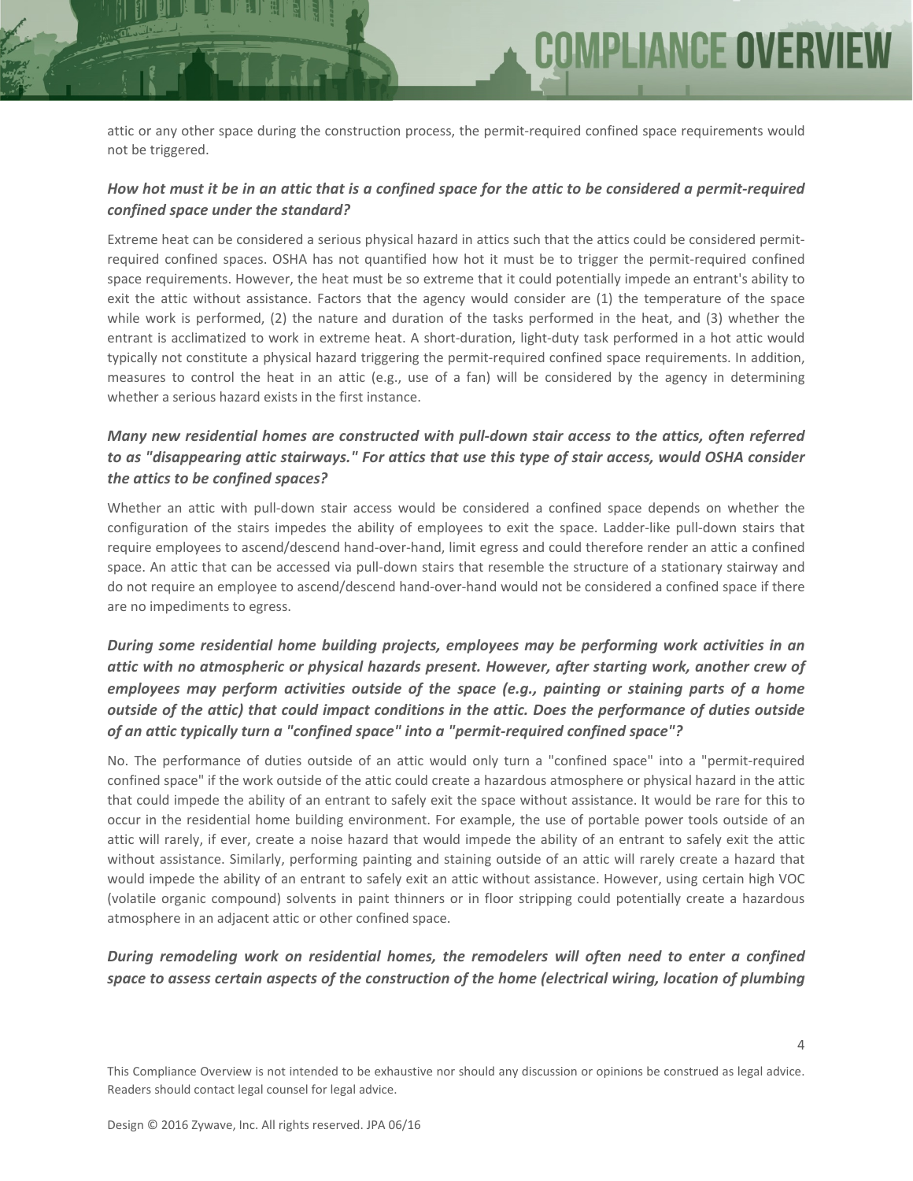attic or any other space during the construction process, the permit-required confined space requirements would not be triggered.

### *How hot must it be in an attic that is a confined space for the attic to be considered a permit-required confined space under the standard?*

Extreme heat can be considered a serious physical hazard in attics such that the attics could be considered permit-required confined spaces. OSHA has not quantified how hot it must be to trigger the permit-required confined space requirements. However, the heat must be so extreme that it could potentially impede an entrant's ability to exit the attic without assistance. Factors that the agency would consider are (1) the temperature of the space while work is performed, (2) the nature and duration of the tasks performed in the heat, and (3) whether the entrant is acclimatized to work in extreme heat. A short-duration, light-duty task performed in a hot attic would typically not constitute a physical hazard triggering the permit-required confined space requirements. In addition, measures to control the heat in an attic (e.g., use of a fan) will be considered by the agency in determining whether a serious hazard exists in the first instance.

### *Many new residential homes are constructed with pull-down stair access to the attics, often referred to as "disappearing attic stairways." For attics that use this type of stair access, would OSHA consider the attics to be confined spaces?*

Whether an attic with pull-down stair access would be considered a confined space depends on whether the configuration of the stairs impedes the ability of employees to exit the space. Ladder-like pull-down stairs that require employees to ascend/descend hand-over-hand, limit egress and could therefore render an attic a confined space. An attic that can be accessed via pull-down stairs that resemble the structure of a stationary stairway and do not require an employee to ascend/descend hand-over-hand would not be considered a confined space if there are no impediments to egress.

### *During some residential home building projects, employees may be performing work activities in an attic with no atmospheric or physical hazards present. However, after starting work, another crew of employees may perform activities outside of the space (e.g., painting or staining parts of a home outside of the attic) that could impact conditions in the attic. Does the performance of duties outside of an attic typically turn a "confined space" into a "permit-required confined space"?*

No. The performance of duties outside of an attic would only turn a "confined space" into a "permit-required confined space" if the work outside of the attic could create a hazardous atmosphere or physical hazard in the attic that could impede the ability of an entrant to safely exit the space without assistance. It would be rare for this to occur in the residential home building environment. For example, the use of portable power tools outside of an attic will rarely, if ever, create a noise hazard that would impede the ability of an entrant to safely exit the attic without assistance. Similarly, performing painting and staining outside of an attic will rarely create a hazard that would impede the ability of an entrant to safely exit an attic without assistance. However, using certain high VOC (volatile organic compound) solvents in paint thinners or in floor stripping could potentially create a hazardous atmosphere in an adjacent attic or other confined space.

### *During remodeling work on residential homes, the remodelers will often need to enter a confined space to assess certain aspects of the construction of the home (electrical wiring, location of plumbing*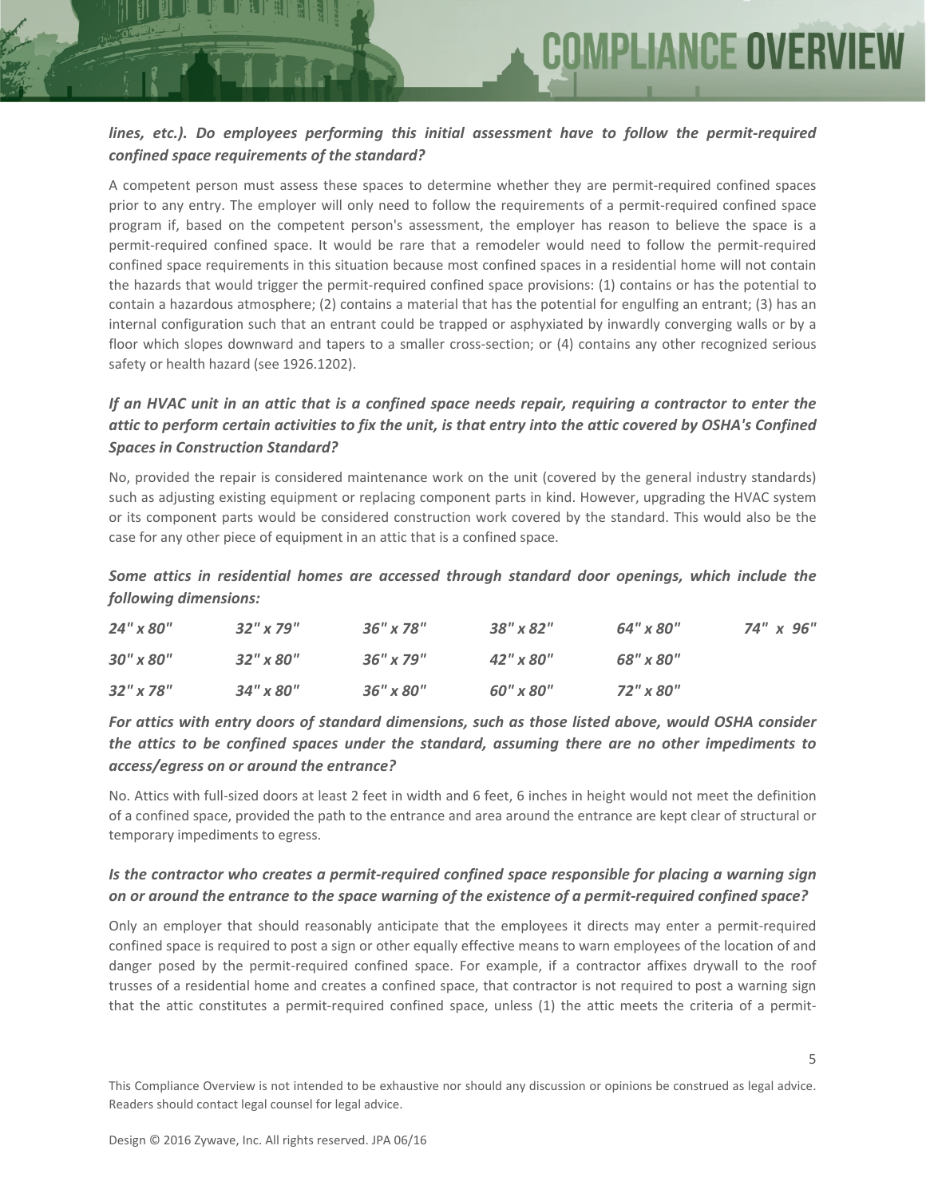***lines, etc.). Do employees performing this initial assessment have to follow the permit-required confined space requirements of the standard?***

A competent person must assess these spaces to determine whether they are permit-required confined spaces prior to any entry. The employer will only need to follow the requirements of a permit-required confined space program if, based on the competent person's assessment, the employer has reason to believe the space is a permit-required confined space. It would be rare that a remodeler would need to follow the permit-required confined space requirements in this situation because most confined spaces in a residential home will not contain the hazards that would trigger the permit-required confined space provisions: (1) contains or has the potential to contain a hazardous atmosphere; (2) contains a material that has the potential for engulfing an entrant; (3) has an internal configuration such that an entrant could be trapped or asphyxiated by inwardly converging walls or by a floor which slopes downward and tapers to a smaller cross-section; or (4) contains any other recognized serious safety or health hazard (see 1926.1202).

***If an HVAC unit in an attic that is a confined space needs repair, requiring a contractor to enter the attic to perform certain activities to fix the unit, is that entry into the attic covered by OSHA's Confined Spaces in Construction Standard?***

No, provided the repair is considered maintenance work on the unit (covered by the general industry standards) such as adjusting existing equipment or replacing component parts in kind. However, upgrading the HVAC system or its component parts would be considered construction work covered by the standard. This would also be the case for any other piece of equipment in an attic that is a confined space.

***Some attics in residential homes are accessed through standard door openings, which include the following dimensions:***

| | | | | | |
|---|---|---|---|---|---|
| *24" x 80"* | *32" x 79"* | *36" x 78"* | *38" x 82"* | *64" x 80"* | *74" x 96"* |
| *30" x 80"* | *32" x 80"* | *36" x 79"* | *42" x 80"* | *68" x 80"* | |
| *32" x 78"* | *34" x 80"* | *36" x 80"* | *60" x 80"* | *72" x 80"* | |

***For attics with entry doors of standard dimensions, such as those listed above, would OSHA consider the attics to be confined spaces under the standard, assuming there are no other impediments to access/egress on or around the entrance?***

No. Attics with full-sized doors at least 2 feet in width and 6 feet, 6 inches in height would not meet the definition of a confined space, provided the path to the entrance and area around the entrance are kept clear of structural or temporary impediments to egress.

***Is the contractor who creates a permit-required confined space responsible for placing a warning sign on or around the entrance to the space warning of the existence of a permit-required confined space?***

Only an employer that should reasonably anticipate that the employees it directs may enter a permit-required confined space is required to post a sign or other equally effective means to warn employees of the location of and danger posed by the permit-required confined space. For example, if a contractor affixes drywall to the roof trusses of a residential home and creates a confined space, that contractor is not required to post a warning sign that the attic constitutes a permit-required confined space, unless (1) the attic meets the criteria of a permit-

This Compliance Overview is not intended to be exhaustive nor should any discussion or opinions be construed as legal advice. Readers should contact legal counsel for legal advice.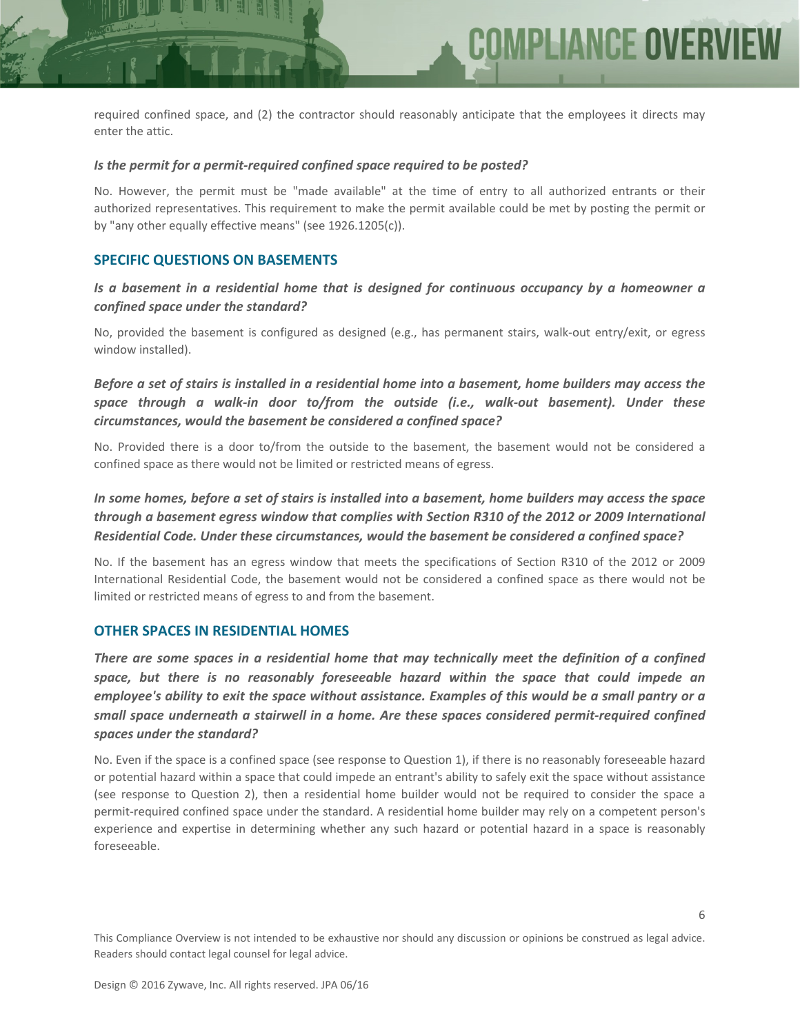required confined space, and (2) the contractor should reasonably anticipate that the employees it directs may enter the attic.

***Is the permit for a permit-required confined space required to be posted?***

No. However, the permit must be "made available" at the time of entry to all authorized entrants or their authorized representatives. This requirement to make the permit available could be met by posting the permit or by "any other equally effective means" (see 1926.1205(c)).

## SPECIFIC QUESTIONS ON BASEMENTS

***Is a basement in a residential home that is designed for continuous occupancy by a homeowner a confined space under the standard?***

No, provided the basement is configured as designed (e.g., has permanent stairs, walk-out entry/exit, or egress window installed).

***Before a set of stairs is installed in a residential home into a basement, home builders may access the space through a walk-in door to/from the outside (i.e., walk-out basement). Under these circumstances, would the basement be considered a confined space?***

No. Provided there is a door to/from the outside to the basement, the basement would not be considered a confined space as there would not be limited or restricted means of egress.

***In some homes, before a set of stairs is installed into a basement, home builders may access the space through a basement egress window that complies with Section R310 of the 2012 or 2009 International Residential Code. Under these circumstances, would the basement be considered a confined space?***

No. If the basement has an egress window that meets the specifications of Section R310 of the 2012 or 2009 International Residential Code, the basement would not be considered a confined space as there would not be limited or restricted means of egress to and from the basement.

## OTHER SPACES IN RESIDENTIAL HOMES

***There are some spaces in a residential home that may technically meet the definition of a confined space, but there is no reasonably foreseeable hazard within the space that could impede an employee's ability to exit the space without assistance. Examples of this would be a small pantry or a small space underneath a stairwell in a home. Are these spaces considered permit-required confined spaces under the standard?***

No. Even if the space is a confined space (see response to Question 1), if there is no reasonably foreseeable hazard or potential hazard within a space that could impede an entrant's ability to safely exit the space without assistance (see response to Question 2), then a residential home builder would not be required to consider the space a permit-required confined space under the standard. A residential home builder may rely on a competent person's experience and expertise in determining whether any such hazard or potential hazard in a space is reasonably foreseeable.

This Compliance Overview is not intended to be exhaustive nor should any discussion or opinions be construed as legal advice. Readers should contact legal counsel for legal advice.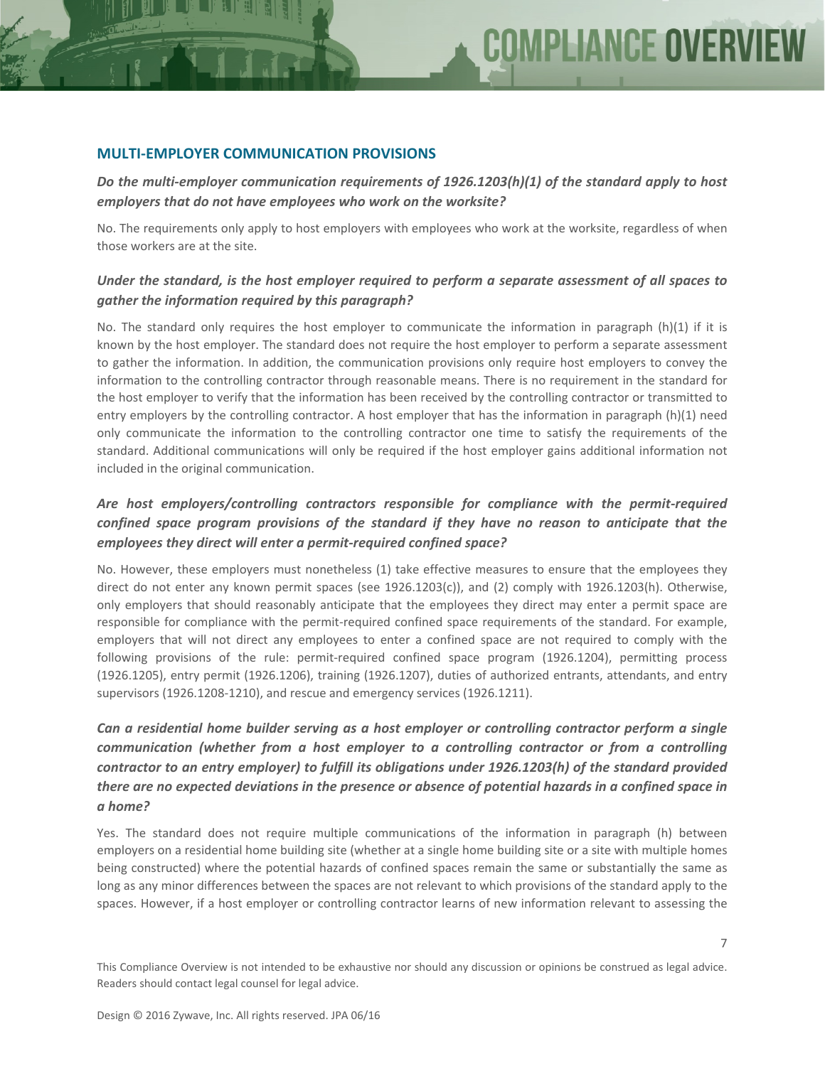## MULTI-EMPLOYER COMMUNICATION PROVISIONS

***Do the multi-employer communication requirements of 1926.1203(h)(1) of the standard apply to host employers that do not have employees who work on the worksite?***

No. The requirements only apply to host employers with employees who work at the worksite, regardless of when those workers are at the site.

***Under the standard, is the host employer required to perform a separate assessment of all spaces to gather the information required by this paragraph?***

No. The standard only requires the host employer to communicate the information in paragraph (h)(1) if it is known by the host employer. The standard does not require the host employer to perform a separate assessment to gather the information. In addition, the communication provisions only require host employers to convey the information to the controlling contractor through reasonable means. There is no requirement in the standard for the host employer to verify that the information has been received by the controlling contractor or transmitted to entry employers by the controlling contractor. A host employer that has the information in paragraph (h)(1) need only communicate the information to the controlling contractor one time to satisfy the requirements of the standard. Additional communications will only be required if the host employer gains additional information not included in the original communication.

***Are host employers/controlling contractors responsible for compliance with the permit-required confined space program provisions of the standard if they have no reason to anticipate that the employees they direct will enter a permit-required confined space?***

No. However, these employers must nonetheless (1) take effective measures to ensure that the employees they direct do not enter any known permit spaces (see 1926.1203(c)), and (2) comply with 1926.1203(h). Otherwise, only employers that should reasonably anticipate that the employees they direct may enter a permit space are responsible for compliance with the permit-required confined space requirements of the standard. For example, employers that will not direct any employees to enter a confined space are not required to comply with the following provisions of the rule: permit-required confined space program (1926.1204), permitting process (1926.1205), entry permit (1926.1206), training (1926.1207), duties of authorized entrants, attendants, and entry supervisors (1926.1208-1210), and rescue and emergency services (1926.1211).

***Can a residential home builder serving as a host employer or controlling contractor perform a single communication (whether from a host employer to a controlling contractor or from a controlling contractor to an entry employer) to fulfill its obligations under 1926.1203(h) of the standard provided there are no expected deviations in the presence or absence of potential hazards in a confined space in a home?***

Yes. The standard does not require multiple communications of the information in paragraph (h) between employers on a residential home building site (whether at a single home building site or a site with multiple homes being constructed) where the potential hazards of confined spaces remain the same or substantially the same as long as any minor differences between the spaces are not relevant to which provisions of the standard apply to the spaces. However, if a host employer or controlling contractor learns of new information relevant to assessing the

This Compliance Overview is not intended to be exhaustive nor should any discussion or opinions be construed as legal advice. Readers should contact legal counsel for legal advice.

Design © 2016 Zywave, Inc. All rights reserved. JPA 06/16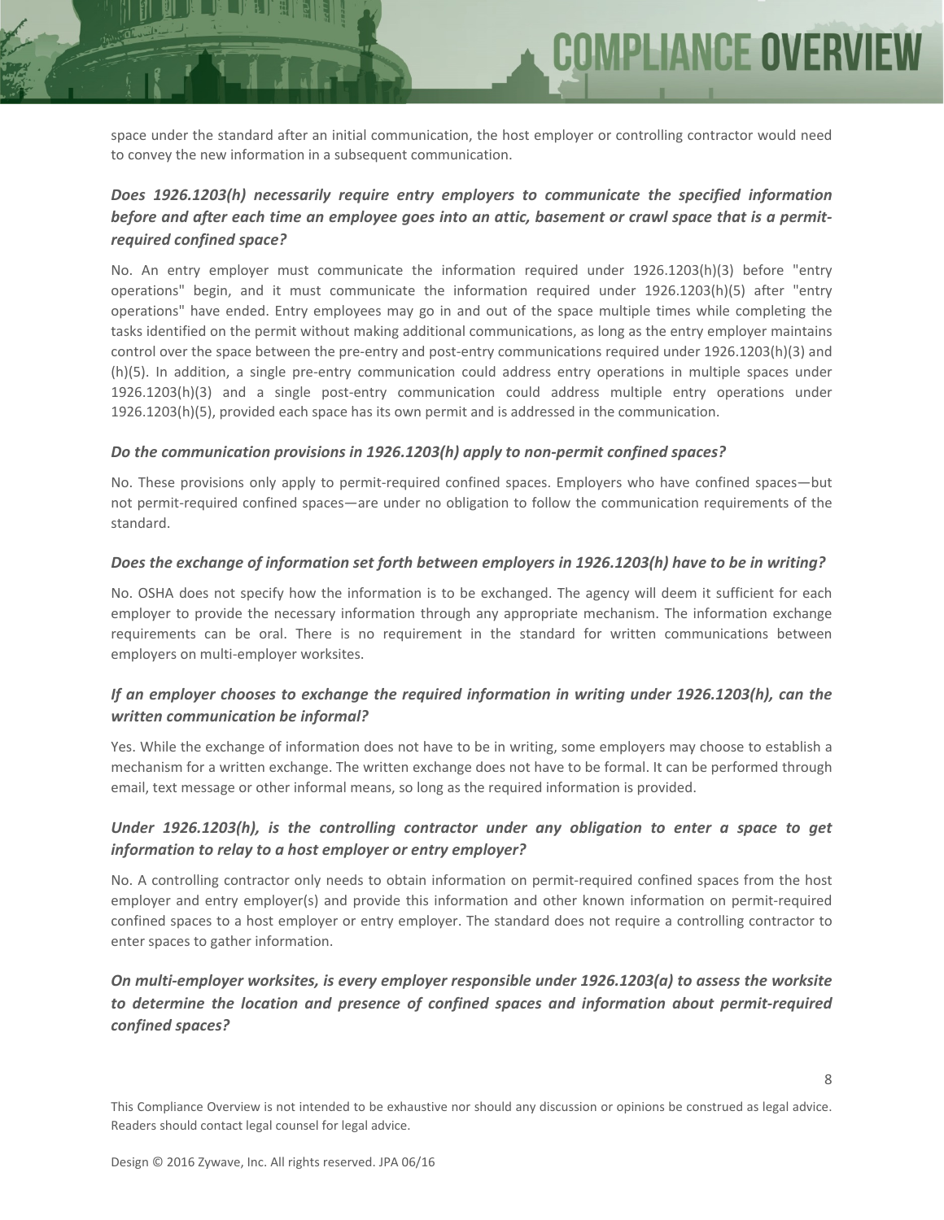space under the standard after an initial communication, the host employer or controlling contractor would need to convey the new information in a subsequent communication.

### *Does 1926.1203(h) necessarily require entry employers to communicate the specified information before and after each time an employee goes into an attic, basement or crawl space that is a permit-required confined space?*

No. An entry employer must communicate the information required under 1926.1203(h)(3) before "entry operations" begin, and it must communicate the information required under 1926.1203(h)(5) after "entry operations" have ended. Entry employees may go in and out of the space multiple times while completing the tasks identified on the permit without making additional communications, as long as the entry employer maintains control over the space between the pre-entry and post-entry communications required under 1926.1203(h)(3) and (h)(5). In addition, a single pre-entry communication could address entry operations in multiple spaces under 1926.1203(h)(3) and a single post-entry communication could address multiple entry operations under 1926.1203(h)(5), provided each space has its own permit and is addressed in the communication.

### *Do the communication provisions in 1926.1203(h) apply to non-permit confined spaces?*

No. These provisions only apply to permit-required confined spaces. Employers who have confined spaces—but not permit-required confined spaces—are under no obligation to follow the communication requirements of the standard.

### *Does the exchange of information set forth between employers in 1926.1203(h) have to be in writing?*

No. OSHA does not specify how the information is to be exchanged. The agency will deem it sufficient for each employer to provide the necessary information through any appropriate mechanism. The information exchange requirements can be oral. There is no requirement in the standard for written communications between employers on multi-employer worksites.

### *If an employer chooses to exchange the required information in writing under 1926.1203(h), can the written communication be informal?*

Yes. While the exchange of information does not have to be in writing, some employers may choose to establish a mechanism for a written exchange. The written exchange does not have to be formal. It can be performed through email, text message or other informal means, so long as the required information is provided.

### *Under 1926.1203(h), is the controlling contractor under any obligation to enter a space to get information to relay to a host employer or entry employer?*

No. A controlling contractor only needs to obtain information on permit-required confined spaces from the host employer and entry employer(s) and provide this information and other known information on permit-required confined spaces to a host employer or entry employer. The standard does not require a controlling contractor to enter spaces to gather information.

### *On multi-employer worksites, is every employer responsible under 1926.1203(a) to assess the worksite to determine the location and presence of confined spaces and information about permit-required confined spaces?*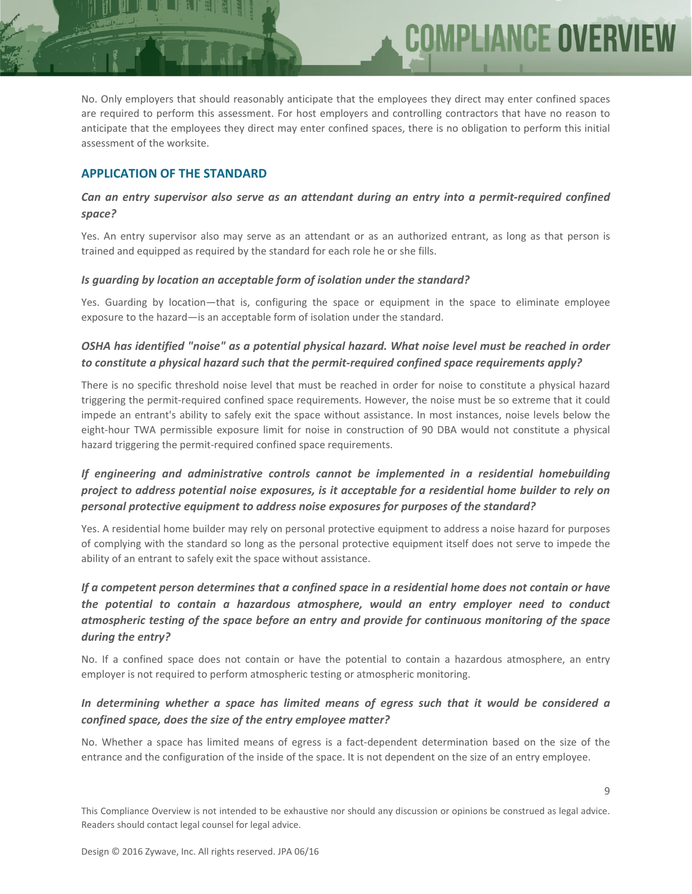No. Only employers that should reasonably anticipate that the employees they direct may enter confined spaces are required to perform this assessment. For host employers and controlling contractors that have no reason to anticipate that the employees they direct may enter confined spaces, there is no obligation to perform this initial assessment of the worksite.

## APPLICATION OF THE STANDARD

### *Can an entry supervisor also serve as an attendant during an entry into a permit-required confined space?*

Yes. An entry supervisor also may serve as an attendant or as an authorized entrant, as long as that person is trained and equipped as required by the standard for each role he or she fills.

### *Is guarding by location an acceptable form of isolation under the standard?*

Yes. Guarding by location—that is, configuring the space or equipment in the space to eliminate employee exposure to the hazard—is an acceptable form of isolation under the standard.

### *OSHA has identified "noise" as a potential physical hazard. What noise level must be reached in order to constitute a physical hazard such that the permit-required confined space requirements apply?*

There is no specific threshold noise level that must be reached in order for noise to constitute a physical hazard triggering the permit-required confined space requirements. However, the noise must be so extreme that it could impede an entrant's ability to safely exit the space without assistance. In most instances, noise levels below the eight-hour TWA permissible exposure limit for noise in construction of 90 DBA would not constitute a physical hazard triggering the permit-required confined space requirements.

### *If engineering and administrative controls cannot be implemented in a residential homebuilding project to address potential noise exposures, is it acceptable for a residential home builder to rely on personal protective equipment to address noise exposures for purposes of the standard?*

Yes. A residential home builder may rely on personal protective equipment to address a noise hazard for purposes of complying with the standard so long as the personal protective equipment itself does not serve to impede the ability of an entrant to safely exit the space without assistance.

### *If a competent person determines that a confined space in a residential home does not contain or have the potential to contain a hazardous atmosphere, would an entry employer need to conduct atmospheric testing of the space before an entry and provide for continuous monitoring of the space during the entry?*

No. If a confined space does not contain or have the potential to contain a hazardous atmosphere, an entry employer is not required to perform atmospheric testing or atmospheric monitoring.

### *In determining whether a space has limited means of egress such that it would be considered a confined space, does the size of the entry employee matter?*

No. Whether a space has limited means of egress is a fact-dependent determination based on the size of the entrance and the configuration of the inside of the space. It is not dependent on the size of an entry employee.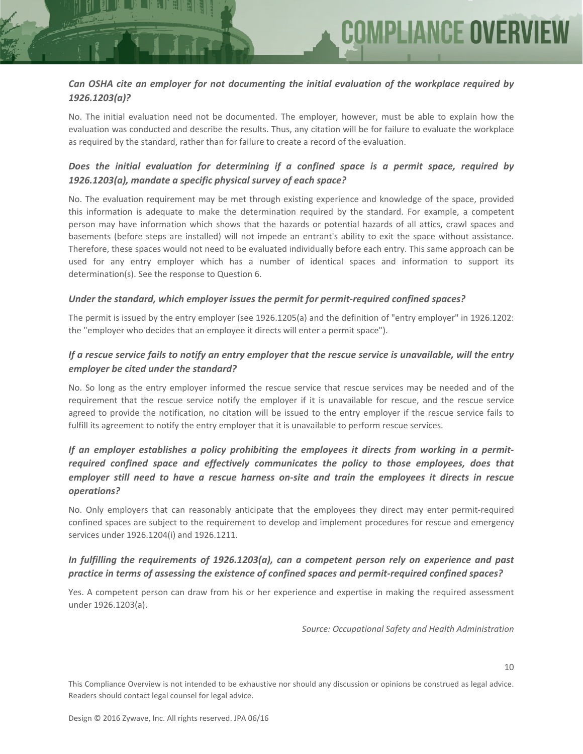***Can OSHA cite an employer for not documenting the initial evaluation of the workplace required by 1926.1203(a)?***

No. The initial evaluation need not be documented. The employer, however, must be able to explain how the evaluation was conducted and describe the results. Thus, any citation will be for failure to evaluate the workplace as required by the standard, rather than for failure to create a record of the evaluation.

***Does the initial evaluation for determining if a confined space is a permit space, required by 1926.1203(a), mandate a specific physical survey of each space?***

No. The evaluation requirement may be met through existing experience and knowledge of the space, provided this information is adequate to make the determination required by the standard. For example, a competent person may have information which shows that the hazards or potential hazards of all attics, crawl spaces and basements (before steps are installed) will not impede an entrant's ability to exit the space without assistance. Therefore, these spaces would not need to be evaluated individually before each entry. This same approach can be used for any entry employer which has a number of identical spaces and information to support its determination(s). See the response to Question 6.

***Under the standard, which employer issues the permit for permit-required confined spaces?***

The permit is issued by the entry employer (see 1926.1205(a) and the definition of "entry employer" in 1926.1202: the "employer who decides that an employee it directs will enter a permit space").

***If a rescue service fails to notify an entry employer that the rescue service is unavailable, will the entry employer be cited under the standard?***

No. So long as the entry employer informed the rescue service that rescue services may be needed and of the requirement that the rescue service notify the employer if it is unavailable for rescue, and the rescue service agreed to provide the notification, no citation will be issued to the entry employer if the rescue service fails to fulfill its agreement to notify the entry employer that it is unavailable to perform rescue services.

***If an employer establishes a policy prohibiting the employees it directs from working in a permit-required confined space and effectively communicates the policy to those employees, does that employer still need to have a rescue harness on-site and train the employees it directs in rescue operations?***

No. Only employers that can reasonably anticipate that the employees they direct may enter permit-required confined spaces are subject to the requirement to develop and implement procedures for rescue and emergency services under 1926.1204(i) and 1926.1211.

***In fulfilling the requirements of 1926.1203(a), can a competent person rely on experience and past practice in terms of assessing the existence of confined spaces and permit-required confined spaces?***

Yes. A competent person can draw from his or her experience and expertise in making the required assessment under 1926.1203(a).

*Source: Occupational Safety and Health Administration*

This Compliance Overview is not intended to be exhaustive nor should any discussion or opinions be construed as legal advice. Readers should contact legal counsel for legal advice.

Design © 2016 Zywave, Inc. All rights reserved. JPA 06/16